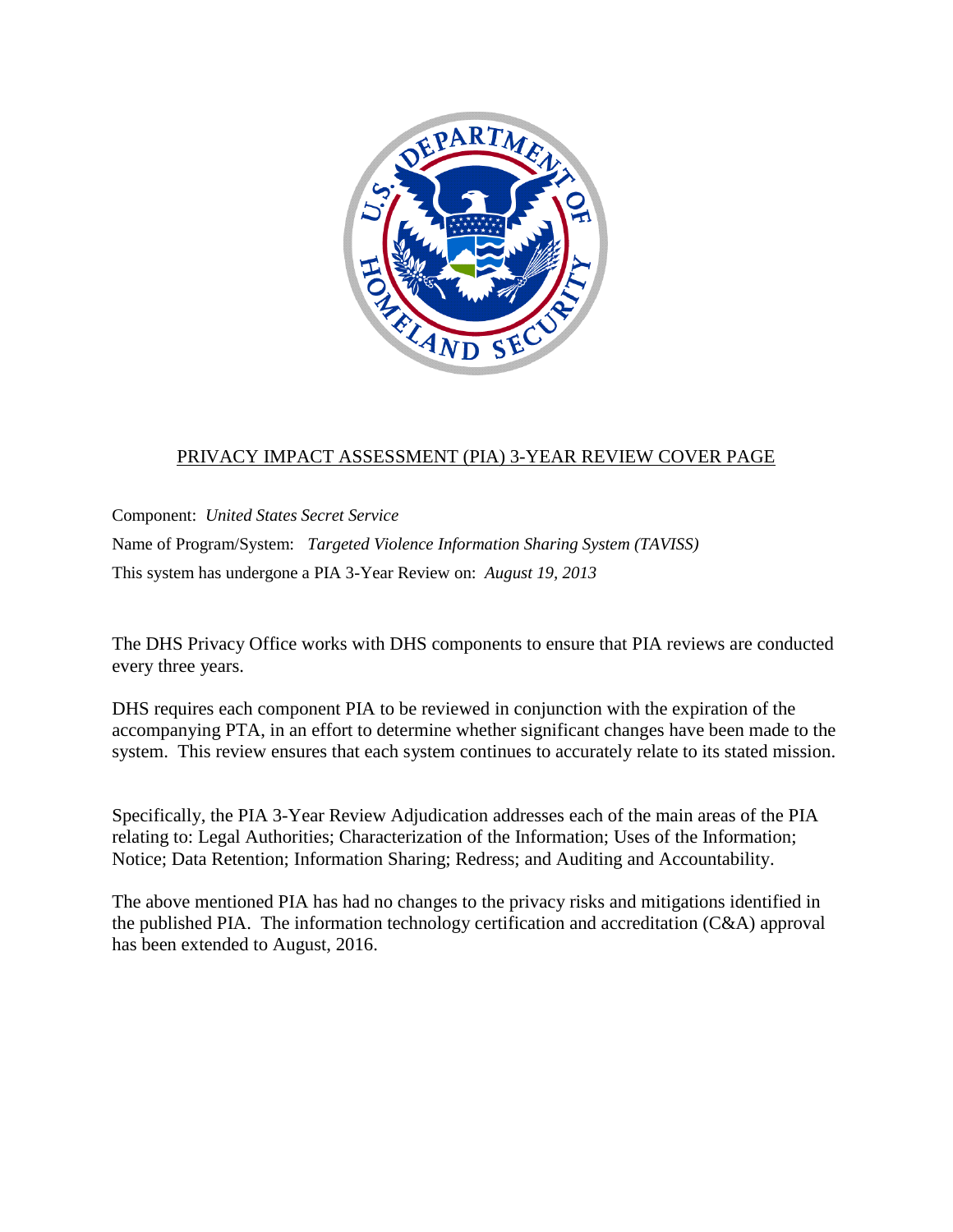## PRIVACY IMPACT ASSESSMENT (PIA) 3-YEAR REVIEW COVER PAGE

Component: *United States Secret Service*

Name of Program/System: *Targeted Violence Information Sharing System (TAVISS)*

This system has undergone a PIA 3-Year Review on: *August 19, 2013*

The DHS Privacy Office works with DHS components to ensure that PIA reviews are conducted every three years.

DHS requires each component PIA to be reviewed in conjunction with the expiration of the accompanying PTA, in an effort to determine whether significant changes have been made to the system. This review ensures that each system continues to accurately relate to its stated mission.

Specifically, the PIA 3-Year Review Adjudication addresses each of the main areas of the PIA relating to: Legal Authorities; Characterization of the Information; Uses of the Information; Notice; Data Retention; Information Sharing; Redress; and Auditing and Accountability.

The above mentioned PIA has had no changes to the privacy risks and mitigations identified in the published PIA. The information technology certification and accreditation (C&A) approval has been extended to August, 2016.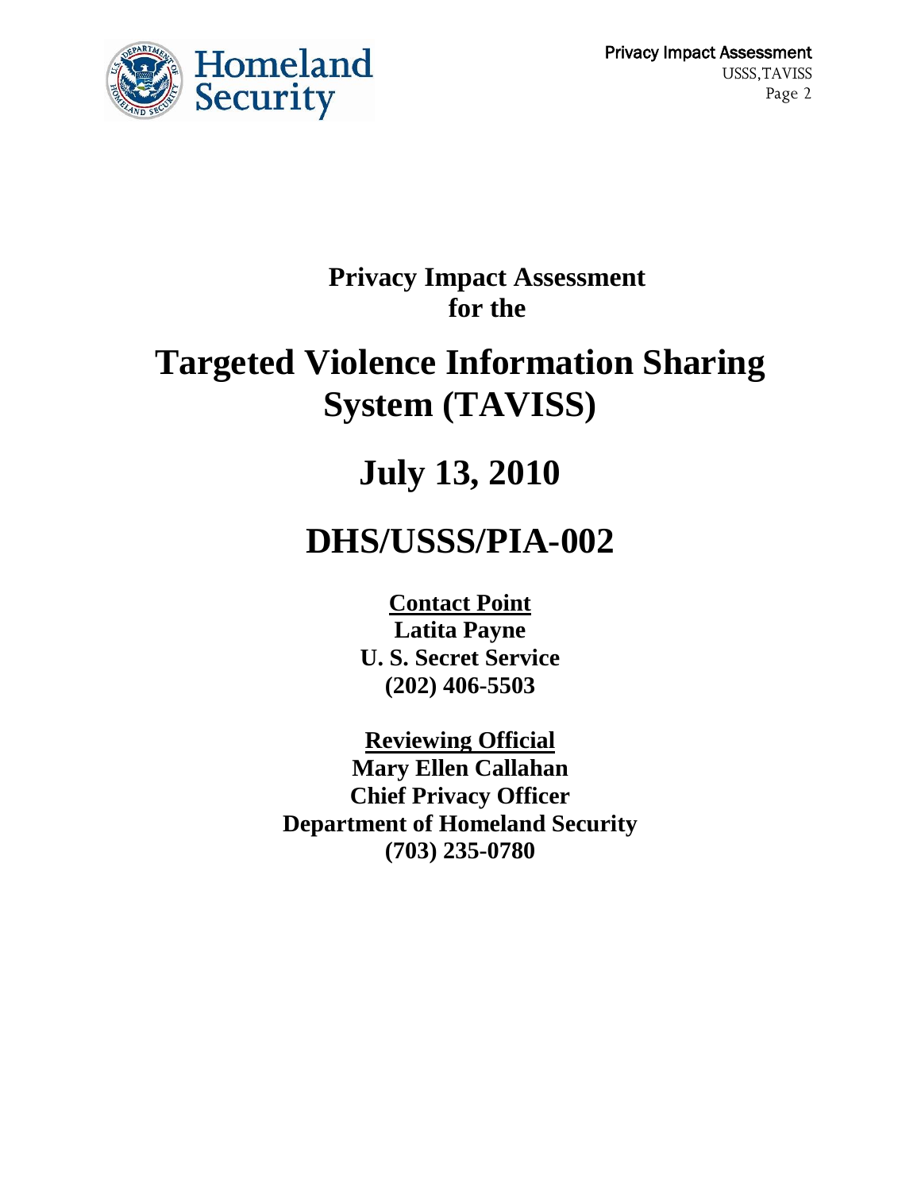# Privacy Impact Assessment for the

# Targeted Violence Information Sharing System (TAVISS)

## July 13, 2010

## DHS/USSS/PIA-002

**Contact Point**
**Latita Payne**
**U. S. Secret Service**
**(202) 406-5503**

**Reviewing Official**
**Mary Ellen Callahan**
**Chief Privacy Officer**
**Department of Homeland Security**
**(703) 235-0780**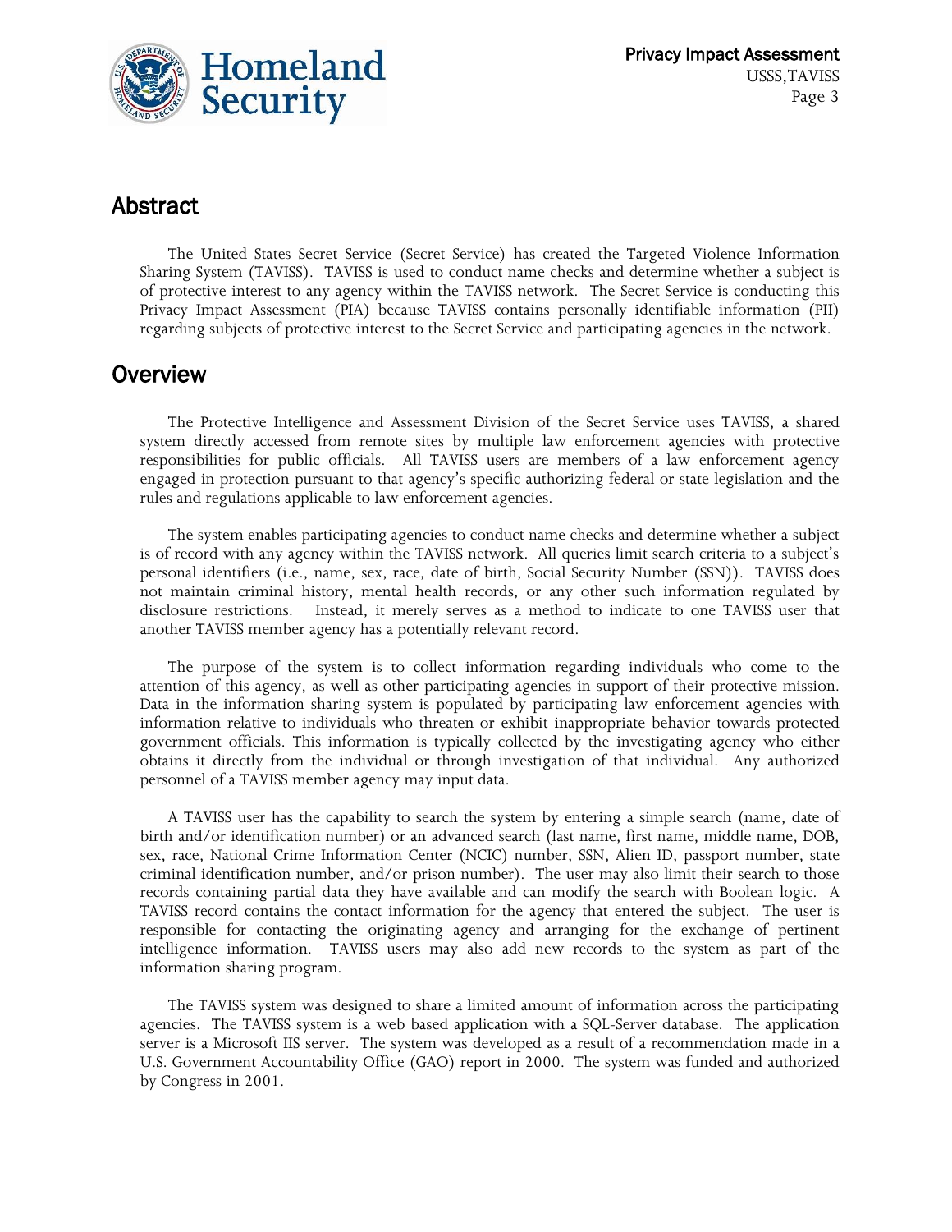## Abstract

The United States Secret Service (Secret Service) has created the Targeted Violence Information Sharing System (TAVISS). TAVISS is used to conduct name checks and determine whether a subject is of protective interest to any agency within the TAVISS network. The Secret Service is conducting this Privacy Impact Assessment (PIA) because TAVISS contains personally identifiable information (PII) regarding subjects of protective interest to the Secret Service and participating agencies in the network.

## Overview

The Protective Intelligence and Assessment Division of the Secret Service uses TAVISS, a shared system directly accessed from remote sites by multiple law enforcement agencies with protective responsibilities for public officials. All TAVISS users are members of a law enforcement agency engaged in protection pursuant to that agency's specific authorizing federal or state legislation and the rules and regulations applicable to law enforcement agencies.

The system enables participating agencies to conduct name checks and determine whether a subject is of record with any agency within the TAVISS network. All queries limit search criteria to a subject's personal identifiers (i.e., name, sex, race, date of birth, Social Security Number (SSN)). TAVISS does not maintain criminal history, mental health records, or any other such information regulated by disclosure restrictions. Instead, it merely serves as a method to indicate to one TAVISS user that another TAVISS member agency has a potentially relevant record.

The purpose of the system is to collect information regarding individuals who come to the attention of this agency, as well as other participating agencies in support of their protective mission. Data in the information sharing system is populated by participating law enforcement agencies with information relative to individuals who threaten or exhibit inappropriate behavior towards protected government officials. This information is typically collected by the investigating agency who either obtains it directly from the individual or through investigation of that individual. Any authorized personnel of a TAVISS member agency may input data.

A TAVISS user has the capability to search the system by entering a simple search (name, date of birth and/or identification number) or an advanced search (last name, first name, middle name, DOB, sex, race, National Crime Information Center (NCIC) number, SSN, Alien ID, passport number, state criminal identification number, and/or prison number). The user may also limit their search to those records containing partial data they have available and can modify the search with Boolean logic. A TAVISS record contains the contact information for the agency that entered the subject. The user is responsible for contacting the originating agency and arranging for the exchange of pertinent intelligence information. TAVISS users may also add new records to the system as part of the information sharing program.

The TAVISS system was designed to share a limited amount of information across the participating agencies. The TAVISS system is a web based application with a SQL-Server database. The application server is a Microsoft IIS server. The system was developed as a result of a recommendation made in a U.S. Government Accountability Office (GAO) report in 2000. The system was funded and authorized by Congress in 2001.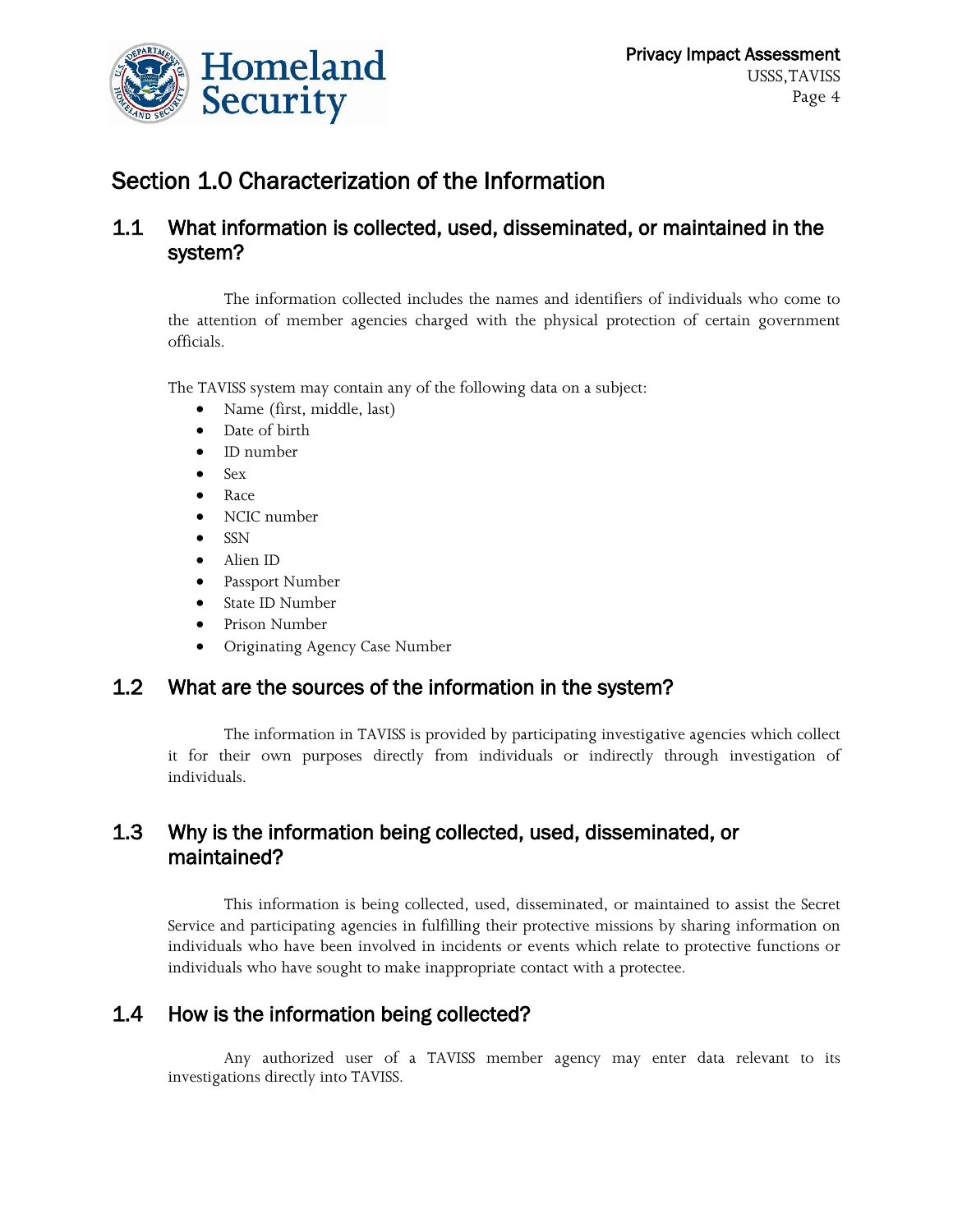## Section 1.0 Characterization of the Information

### 1.1 What information is collected, used, disseminated, or maintained in the system?

The information collected includes the names and identifiers of individuals who come to the attention of member agencies charged with the physical protection of certain government officials.

The TAVISS system may contain any of the following data on a subject:

- Name (first, middle, last)
- Date of birth
- ID number
- Sex
- Race
- NCIC number
- SSN
- Alien ID
- Passport Number
- State ID Number
- Prison Number
- Originating Agency Case Number

### 1.2 What are the sources of the information in the system?

The information in TAVISS is provided by participating investigative agencies which collect it for their own purposes directly from individuals or indirectly through investigation of individuals.

### 1.3 Why is the information being collected, used, disseminated, or maintained?

This information is being collected, used, disseminated, or maintained to assist the Secret Service and participating agencies in fulfilling their protective missions by sharing information on individuals who have been involved in incidents or events which relate to protective functions or individuals who have sought to make inappropriate contact with a protectee.

### 1.4 How is the information being collected?

Any authorized user of a TAVISS member agency may enter data relevant to its investigations directly into TAVISS.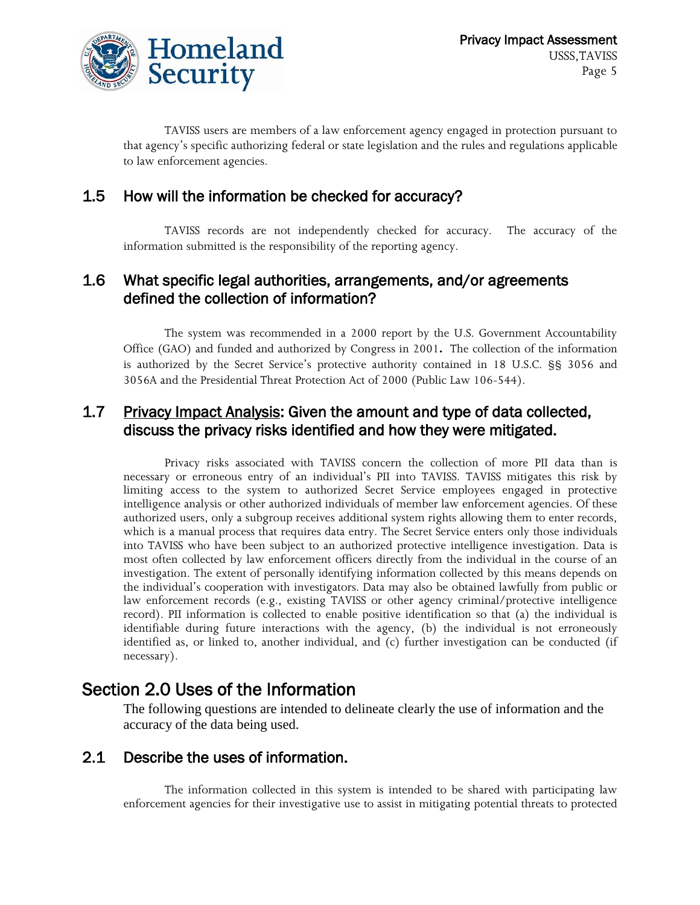TAVISS users are members of a law enforcement agency engaged in protection pursuant to that agency's specific authorizing federal or state legislation and the rules and regulations applicable to law enforcement agencies.

### 1.5 How will the information be checked for accuracy?

TAVISS records are not independently checked for accuracy. The accuracy of the information submitted is the responsibility of the reporting agency.

### 1.6 What specific legal authorities, arrangements, and/or agreements defined the collection of information?

The system was recommended in a 2000 report by the U.S. Government Accountability Office (GAO) and funded and authorized by Congress in 2001. The collection of the information is authorized by the Secret Service's protective authority contained in 18 U.S.C. §§ 3056 and 3056A and the Presidential Threat Protection Act of 2000 (Public Law 106-544).

### 1.7 Privacy Impact Analysis: Given the amount and type of data collected, discuss the privacy risks identified and how they were mitigated.

Privacy risks associated with TAVISS concern the collection of more PII data than is necessary or erroneous entry of an individual's PII into TAVISS. TAVISS mitigates this risk by limiting access to the system to authorized Secret Service employees engaged in protective intelligence analysis or other authorized individuals of member law enforcement agencies. Of these authorized users, only a subgroup receives additional system rights allowing them to enter records, which is a manual process that requires data entry. The Secret Service enters only those individuals into TAVISS who have been subject to an authorized protective intelligence investigation. Data is most often collected by law enforcement officers directly from the individual in the course of an investigation. The extent of personally identifying information collected by this means depends on the individual's cooperation with investigators. Data may also be obtained lawfully from public or law enforcement records (e.g., existing TAVISS or other agency criminal/protective intelligence record). PII information is collected to enable positive identification so that (a) the individual is identifiable during future interactions with the agency, (b) the individual is not erroneously identified as, or linked to, another individual, and (c) further investigation can be conducted (if necessary).

## Section 2.0 Uses of the Information

The following questions are intended to delineate clearly the use of information and the accuracy of the data being used.

### 2.1 Describe the uses of information.

The information collected in this system is intended to be shared with participating law enforcement agencies for their investigative use to assist in mitigating potential threats to protected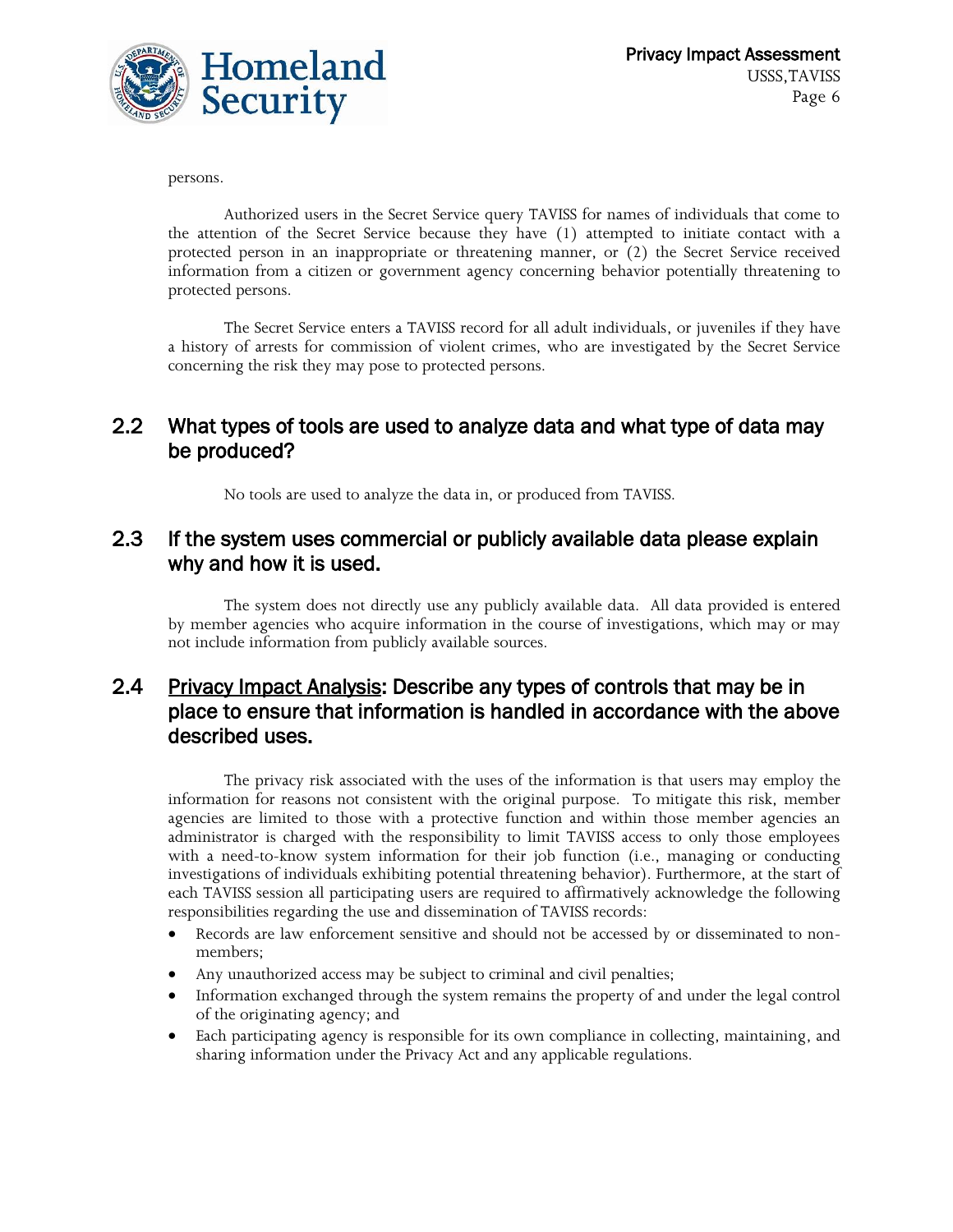persons.

Authorized users in the Secret Service query TAVISS for names of individuals that come to the attention of the Secret Service because they have (1) attempted to initiate contact with a protected person in an inappropriate or threatening manner, or (2) the Secret Service received information from a citizen or government agency concerning behavior potentially threatening to protected persons.

The Secret Service enters a TAVISS record for all adult individuals, or juveniles if they have a history of arrests for commission of violent crimes, who are investigated by the Secret Service concerning the risk they may pose to protected persons.

## 2.2 What types of tools are used to analyze data and what type of data may be produced?

No tools are used to analyze the data in, or produced from TAVISS.

## 2.3 If the system uses commercial or publicly available data please explain why and how it is used.

The system does not directly use any publicly available data. All data provided is entered by member agencies who acquire information in the course of investigations, which may or may not include information from publicly available sources.

## 2.4 Privacy Impact Analysis: Describe any types of controls that may be in place to ensure that information is handled in accordance with the above described uses.

The privacy risk associated with the uses of the information is that users may employ the information for reasons not consistent with the original purpose. To mitigate this risk, member agencies are limited to those with a protective function and within those member agencies an administrator is charged with the responsibility to limit TAVISS access to only those employees with a need-to-know system information for their job function (i.e., managing or conducting investigations of individuals exhibiting potential threatening behavior). Furthermore, at the start of each TAVISS session all participating users are required to affirmatively acknowledge the following responsibilities regarding the use and dissemination of TAVISS records:

- Records are law enforcement sensitive and should not be accessed by or disseminated to non-members;
- Any unauthorized access may be subject to criminal and civil penalties;
- Information exchanged through the system remains the property of and under the legal control of the originating agency; and
- Each participating agency is responsible for its own compliance in collecting, maintaining, and sharing information under the Privacy Act and any applicable regulations.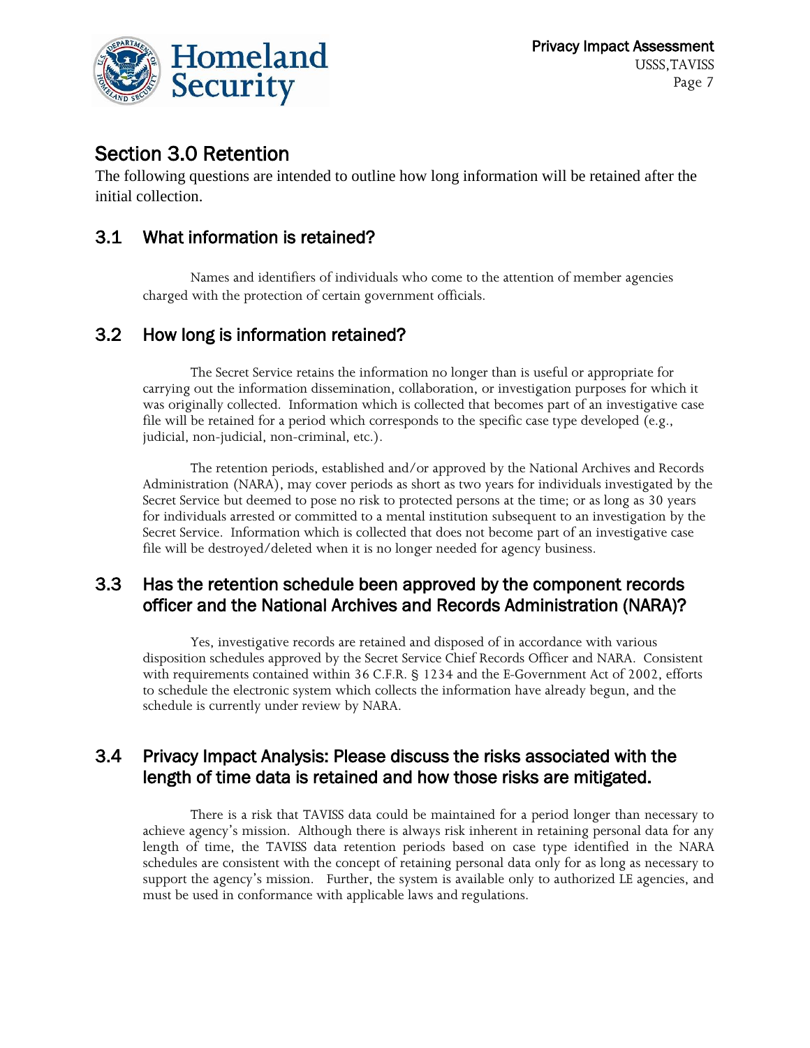## Section 3.0 Retention

The following questions are intended to outline how long information will be retained after the initial collection.

### 3.1 What information is retained?

Names and identifiers of individuals who come to the attention of member agencies charged with the protection of certain government officials.

### 3.2 How long is information retained?

The Secret Service retains the information no longer than is useful or appropriate for carrying out the information dissemination, collaboration, or investigation purposes for which it was originally collected. Information which is collected that becomes part of an investigative case file will be retained for a period which corresponds to the specific case type developed (e.g., judicial, non-judicial, non-criminal, etc.).

The retention periods, established and/or approved by the National Archives and Records Administration (NARA), may cover periods as short as two years for individuals investigated by the Secret Service but deemed to pose no risk to protected persons at the time; or as long as 30 years for individuals arrested or committed to a mental institution subsequent to an investigation by the Secret Service. Information which is collected that does not become part of an investigative case file will be destroyed/deleted when it is no longer needed for agency business.

### 3.3 Has the retention schedule been approved by the component records officer and the National Archives and Records Administration (NARA)?

Yes, investigative records are retained and disposed of in accordance with various disposition schedules approved by the Secret Service Chief Records Officer and NARA. Consistent with requirements contained within 36 C.F.R. § 1234 and the E-Government Act of 2002, efforts to schedule the electronic system which collects the information have already begun, and the schedule is currently under review by NARA.

### 3.4 Privacy Impact Analysis: Please discuss the risks associated with the length of time data is retained and how those risks are mitigated.

There is a risk that TAVISS data could be maintained for a period longer than necessary to achieve agency's mission. Although there is always risk inherent in retaining personal data for any length of time, the TAVISS data retention periods based on case type identified in the NARA schedules are consistent with the concept of retaining personal data only for as long as necessary to support the agency's mission. Further, the system is available only to authorized LE agencies, and must be used in conformance with applicable laws and regulations.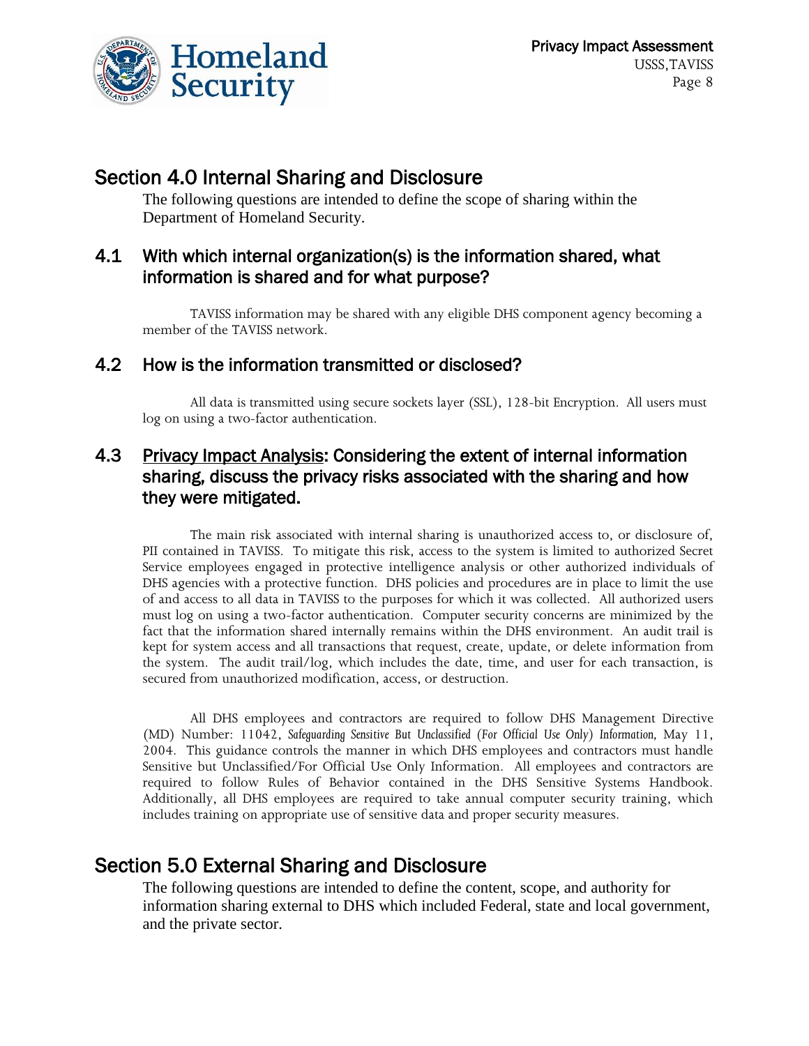## Section 4.0 Internal Sharing and Disclosure

The following questions are intended to define the scope of sharing within the Department of Homeland Security.

### 4.1 With which internal organization(s) is the information shared, what information is shared and for what purpose?

TAVISS information may be shared with any eligible DHS component agency becoming a member of the TAVISS network.

### 4.2 How is the information transmitted or disclosed?

All data is transmitted using secure sockets layer (SSL), 128-bit Encryption. All users must log on using a two-factor authentication.

### 4.3 Privacy Impact Analysis: Considering the extent of internal information sharing, discuss the privacy risks associated with the sharing and how they were mitigated.

The main risk associated with internal sharing is unauthorized access to, or disclosure of, PII contained in TAVISS. To mitigate this risk, access to the system is limited to authorized Secret Service employees engaged in protective intelligence analysis or other authorized individuals of DHS agencies with a protective function. DHS policies and procedures are in place to limit the use of and access to all data in TAVISS to the purposes for which it was collected. All authorized users must log on using a two-factor authentication. Computer security concerns are minimized by the fact that the information shared internally remains within the DHS environment. An audit trail is kept for system access and all transactions that request, create, update, or delete information from the system. The audit trail/log, which includes the date, time, and user for each transaction, is secured from unauthorized modification, access, or destruction.

All DHS employees and contractors are required to follow DHS Management Directive (MD) Number: 11042, *Safeguarding Sensitive But Unclassified (For Official Use Only) Information,* May 11, 2004. This guidance controls the manner in which DHS employees and contractors must handle Sensitive but Unclassified/For Official Use Only Information. All employees and contractors are required to follow Rules of Behavior contained in the DHS Sensitive Systems Handbook. Additionally, all DHS employees are required to take annual computer security training, which includes training on appropriate use of sensitive data and proper security measures.

## Section 5.0 External Sharing and Disclosure

The following questions are intended to define the content, scope, and authority for information sharing external to DHS which included Federal, state and local government, and the private sector.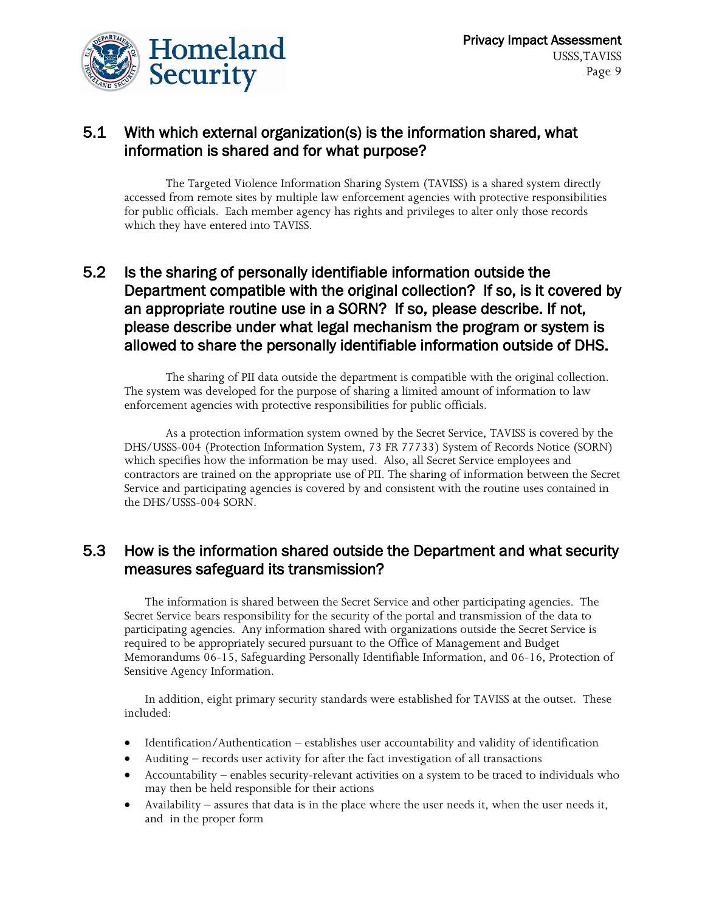## 5.1 With which external organization(s) is the information shared, what information is shared and for what purpose?

The Targeted Violence Information Sharing System (TAVISS) is a shared system directly accessed from remote sites by multiple law enforcement agencies with protective responsibilities for public officials. Each member agency has rights and privileges to alter only those records which they have entered into TAVISS.

## 5.2 Is the sharing of personally identifiable information outside the Department compatible with the original collection? If so, is it covered by an appropriate routine use in a SORN? If so, please describe. If not, please describe under what legal mechanism the program or system is allowed to share the personally identifiable information outside of DHS.

The sharing of PII data outside the department is compatible with the original collection. The system was developed for the purpose of sharing a limited amount of information to law enforcement agencies with protective responsibilities for public officials.

As a protection information system owned by the Secret Service, TAVISS is covered by the DHS/USSS-004 (Protection Information System, 73 FR 77733) System of Records Notice (SORN) which specifies how the information be may used. Also, all Secret Service employees and contractors are trained on the appropriate use of PII. The sharing of information between the Secret Service and participating agencies is covered by and consistent with the routine uses contained in the DHS/USSS-004 SORN.

## 5.3 How is the information shared outside the Department and what security measures safeguard its transmission?

The information is shared between the Secret Service and other participating agencies. The Secret Service bears responsibility for the security of the portal and transmission of the data to participating agencies. Any information shared with organizations outside the Secret Service is required to be appropriately secured pursuant to the Office of Management and Budget Memorandums 06-15, Safeguarding Personally Identifiable Information, and 06-16, Protection of Sensitive Agency Information.

In addition, eight primary security standards were established for TAVISS at the outset. These included:

- Identification/Authentication – establishes user accountability and validity of identification
- Auditing – records user activity for after the fact investigation of all transactions
- Accountability – enables security-relevant activities on a system to be traced to individuals who may then be held responsible for their actions
- Availability – assures that data is in the place where the user needs it, when the user needs it, and in the proper form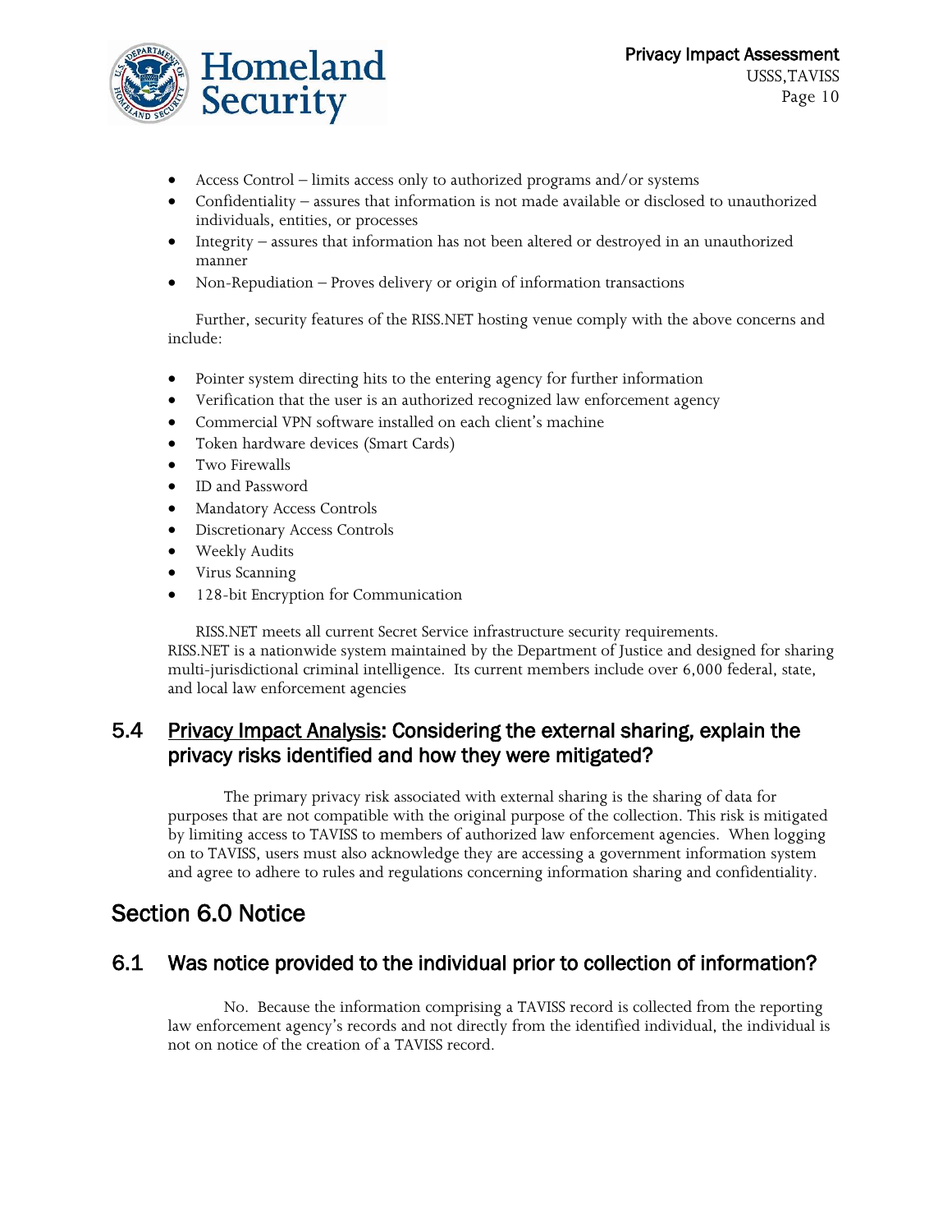- Access Control – limits access only to authorized programs and/or systems
- Confidentiality – assures that information is not made available or disclosed to unauthorized individuals, entities, or processes
- Integrity – assures that information has not been altered or destroyed in an unauthorized manner
- Non-Repudiation – Proves delivery or origin of information transactions

Further, security features of the RISS.NET hosting venue comply with the above concerns and include:

- Pointer system directing hits to the entering agency for further information
- Verification that the user is an authorized recognized law enforcement agency
- Commercial VPN software installed on each client's machine
- Token hardware devices (Smart Cards)
- Two Firewalls
- ID and Password
- Mandatory Access Controls
- Discretionary Access Controls
- Weekly Audits
- Virus Scanning
- 128-bit Encryption for Communication

RISS.NET meets all current Secret Service infrastructure security requirements. RISS.NET is a nationwide system maintained by the Department of Justice and designed for sharing multi-jurisdictional criminal intelligence. Its current members include over 6,000 federal, state, and local law enforcement agencies

## 5.4 Privacy Impact Analysis: Considering the external sharing, explain the privacy risks identified and how they were mitigated?

The primary privacy risk associated with external sharing is the sharing of data for purposes that are not compatible with the original purpose of the collection. This risk is mitigated by limiting access to TAVISS to members of authorized law enforcement agencies. When logging on to TAVISS, users must also acknowledge they are accessing a government information system and agree to adhere to rules and regulations concerning information sharing and confidentiality.

# Section 6.0 Notice

## 6.1 Was notice provided to the individual prior to collection of information?

No. Because the information comprising a TAVISS record is collected from the reporting law enforcement agency's records and not directly from the identified individual, the individual is not on notice of the creation of a TAVISS record.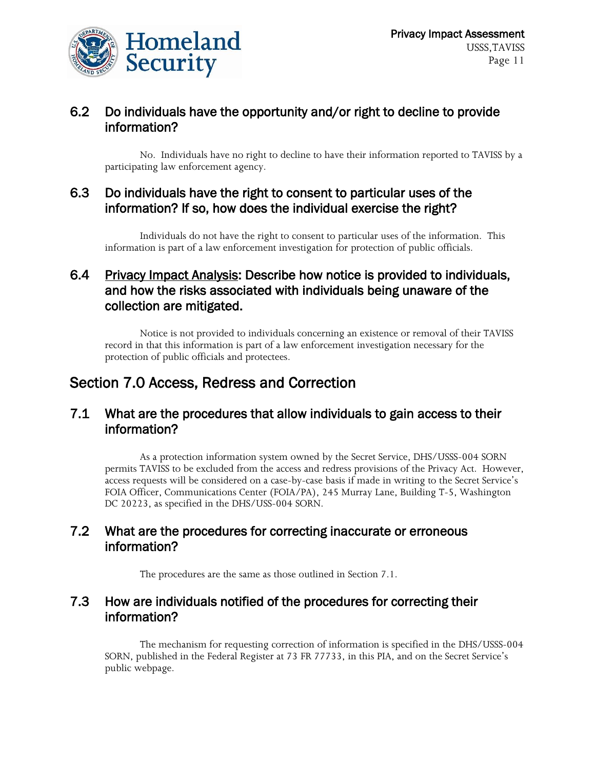### 6.2 Do individuals have the opportunity and/or right to decline to provide information?

No. Individuals have no right to decline to have their information reported to TAVISS by a participating law enforcement agency.

### 6.3 Do individuals have the right to consent to particular uses of the information? If so, how does the individual exercise the right?

Individuals do not have the right to consent to particular uses of the information. This information is part of a law enforcement investigation for protection of public officials.

### 6.4 Privacy Impact Analysis: Describe how notice is provided to individuals, and how the risks associated with individuals being unaware of the collection are mitigated.

Notice is not provided to individuals concerning an existence or removal of their TAVISS record in that this information is part of a law enforcement investigation necessary for the protection of public officials and protectees.

## Section 7.0 Access, Redress and Correction

### 7.1 What are the procedures that allow individuals to gain access to their information?

As a protection information system owned by the Secret Service, DHS/USSS-004 SORN permits TAVISS to be excluded from the access and redress provisions of the Privacy Act. However, access requests will be considered on a case-by-case basis if made in writing to the Secret Service's FOIA Officer, Communications Center (FOIA/PA), 245 Murray Lane, Building T-5, Washington DC 20223, as specified in the DHS/USS-004 SORN.

### 7.2 What are the procedures for correcting inaccurate or erroneous information?

The procedures are the same as those outlined in Section 7.1.

### 7.3 How are individuals notified of the procedures for correcting their information?

The mechanism for requesting correction of information is specified in the DHS/USSS-004 SORN, published in the Federal Register at 73 FR 77733, in this PIA, and on the Secret Service's public webpage.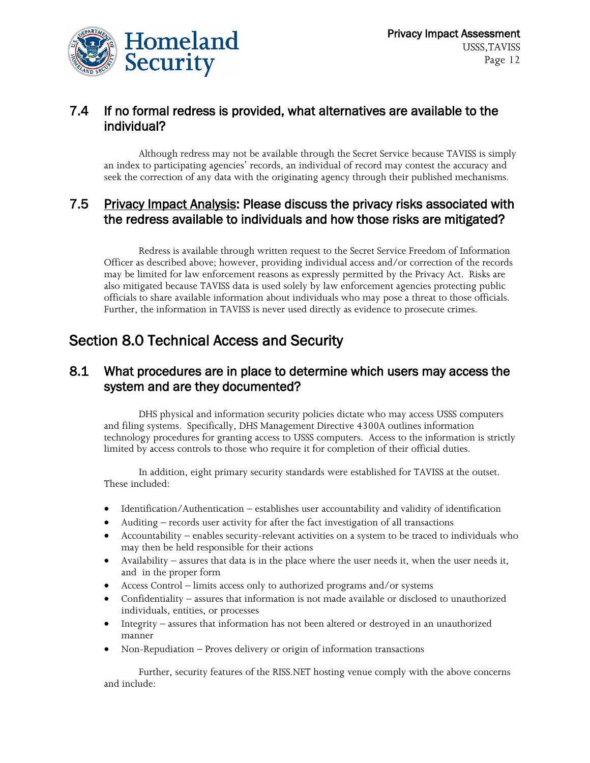### 7.4 If no formal redress is provided, what alternatives are available to the individual?

Although redress may not be available through the Secret Service because TAVISS is simply an index to participating agencies' records, an individual of record may contest the accuracy and seek the correction of any data with the originating agency through their published mechanisms.

### 7.5 Privacy Impact Analysis: Please discuss the privacy risks associated with the redress available to individuals and how those risks are mitigated?

Redress is available through written request to the Secret Service Freedom of Information Officer as described above; however, providing individual access and/or correction of the records may be limited for law enforcement reasons as expressly permitted by the Privacy Act. Risks are also mitigated because TAVISS data is used solely by law enforcement agencies protecting public officials to share available information about individuals who may pose a threat to those officials. Further, the information in TAVISS is never used directly as evidence to prosecute crimes.

## Section 8.0 Technical Access and Security

### 8.1 What procedures are in place to determine which users may access the system and are they documented?

DHS physical and information security policies dictate who may access USSS computers and filing systems. Specifically, DHS Management Directive 4300A outlines information technology procedures for granting access to USSS computers. Access to the information is strictly limited by access controls to those who require it for completion of their official duties.

In addition, eight primary security standards were established for TAVISS at the outset. These included:

- Identification/Authentication – establishes user accountability and validity of identification
- Auditing – records user activity for after the fact investigation of all transactions
- Accountability – enables security-relevant activities on a system to be traced to individuals who may then be held responsible for their actions
- Availability – assures that data is in the place where the user needs it, when the user needs it, and in the proper form
- Access Control – limits access only to authorized programs and/or systems
- Confidentiality – assures that information is not made available or disclosed to unauthorized individuals, entities, or processes
- Integrity – assures that information has not been altered or destroyed in an unauthorized manner
- Non-Repudiation – Proves delivery or origin of information transactions

Further, security features of the RISS.NET hosting venue comply with the above concerns and include: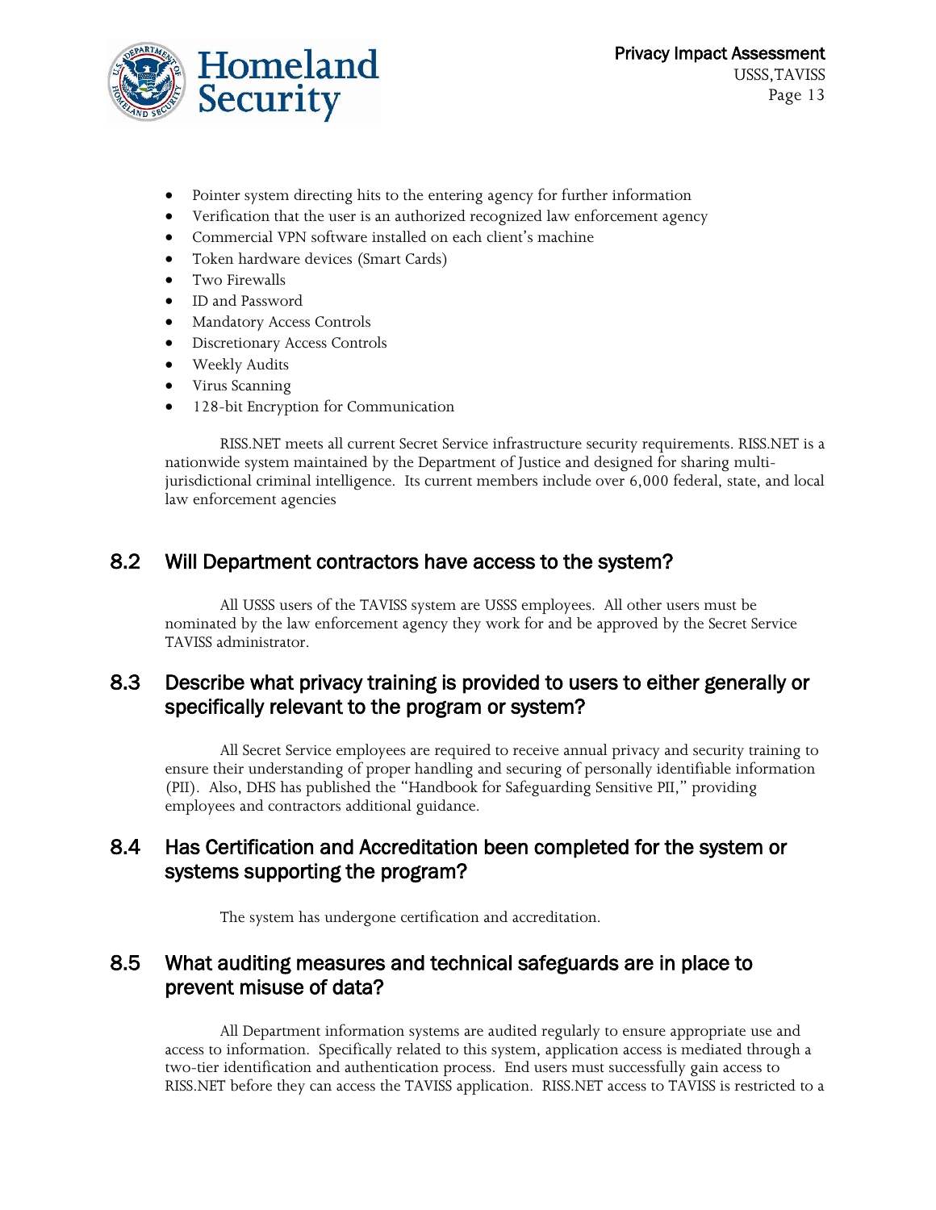- Pointer system directing hits to the entering agency for further information
- Verification that the user is an authorized recognized law enforcement agency
- Commercial VPN software installed on each client's machine
- Token hardware devices (Smart Cards)
- Two Firewalls
- ID and Password
- Mandatory Access Controls
- Discretionary Access Controls
- Weekly Audits
- Virus Scanning
- 128-bit Encryption for Communication

RISS.NET meets all current Secret Service infrastructure security requirements. RISS.NET is a nationwide system maintained by the Department of Justice and designed for sharing multi-jurisdictional criminal intelligence. Its current members include over 6,000 federal, state, and local law enforcement agencies

## 8.2 Will Department contractors have access to the system?

All USSS users of the TAVISS system are USSS employees. All other users must be nominated by the law enforcement agency they work for and be approved by the Secret Service TAVISS administrator.

## 8.3 Describe what privacy training is provided to users to either generally or specifically relevant to the program or system?

All Secret Service employees are required to receive annual privacy and security training to ensure their understanding of proper handling and securing of personally identifiable information (PII). Also, DHS has published the "Handbook for Safeguarding Sensitive PII," providing employees and contractors additional guidance.

## 8.4 Has Certification and Accreditation been completed for the system or systems supporting the program?

The system has undergone certification and accreditation.

## 8.5 What auditing measures and technical safeguards are in place to prevent misuse of data?

All Department information systems are audited regularly to ensure appropriate use and access to information. Specifically related to this system, application access is mediated through a two-tier identification and authentication process. End users must successfully gain access to RISS.NET before they can access the TAVISS application. RISS.NET access to TAVISS is restricted to a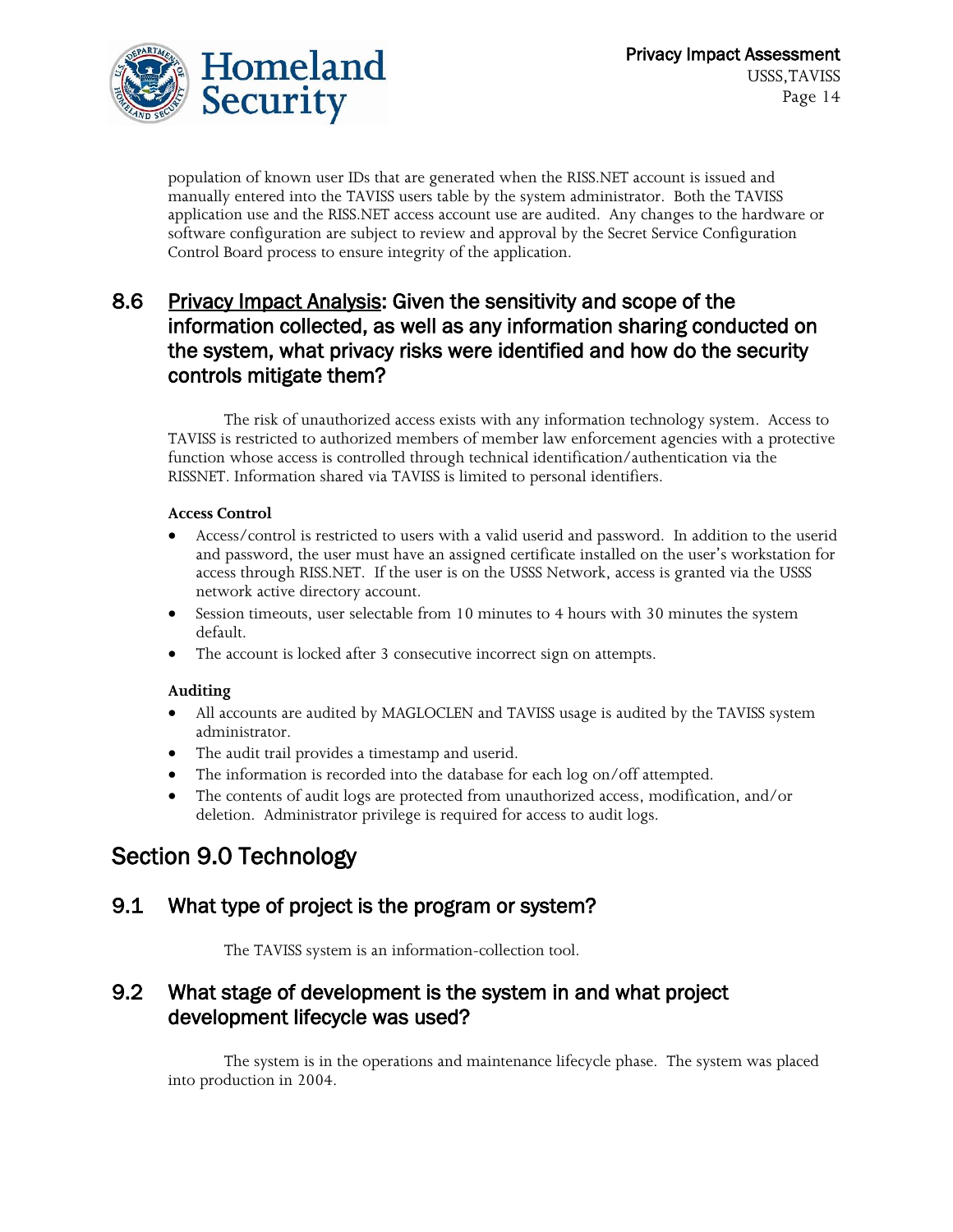population of known user IDs that are generated when the RISS.NET account is issued and manually entered into the TAVISS users table by the system administrator. Both the TAVISS application use and the RISS.NET access account use are audited. Any changes to the hardware or software configuration are subject to review and approval by the Secret Service Configuration Control Board process to ensure integrity of the application.

### 8.6 Privacy Impact Analysis: Given the sensitivity and scope of the information collected, as well as any information sharing conducted on the system, what privacy risks were identified and how do the security controls mitigate them?

The risk of unauthorized access exists with any information technology system. Access to TAVISS is restricted to authorized members of member law enforcement agencies with a protective function whose access is controlled through technical identification/authentication via the RISSNET. Information shared via TAVISS is limited to personal identifiers.

**Access Control**

- Access/control is restricted to users with a valid userid and password. In addition to the userid and password, the user must have an assigned certificate installed on the user's workstation for access through RISS.NET. If the user is on the USSS Network, access is granted via the USSS network active directory account.
- Session timeouts, user selectable from 10 minutes to 4 hours with 30 minutes the system default.
- The account is locked after 3 consecutive incorrect sign on attempts.

**Auditing**

- All accounts are audited by MAGLOCLEN and TAVISS usage is audited by the TAVISS system administrator.
- The audit trail provides a timestamp and userid.
- The information is recorded into the database for each log on/off attempted.
- The contents of audit logs are protected from unauthorized access, modification, and/or deletion. Administrator privilege is required for access to audit logs.

## Section 9.0 Technology

### 9.1 What type of project is the program or system?

The TAVISS system is an information-collection tool.

### 9.2 What stage of development is the system in and what project development lifecycle was used?

The system is in the operations and maintenance lifecycle phase. The system was placed into production in 2004.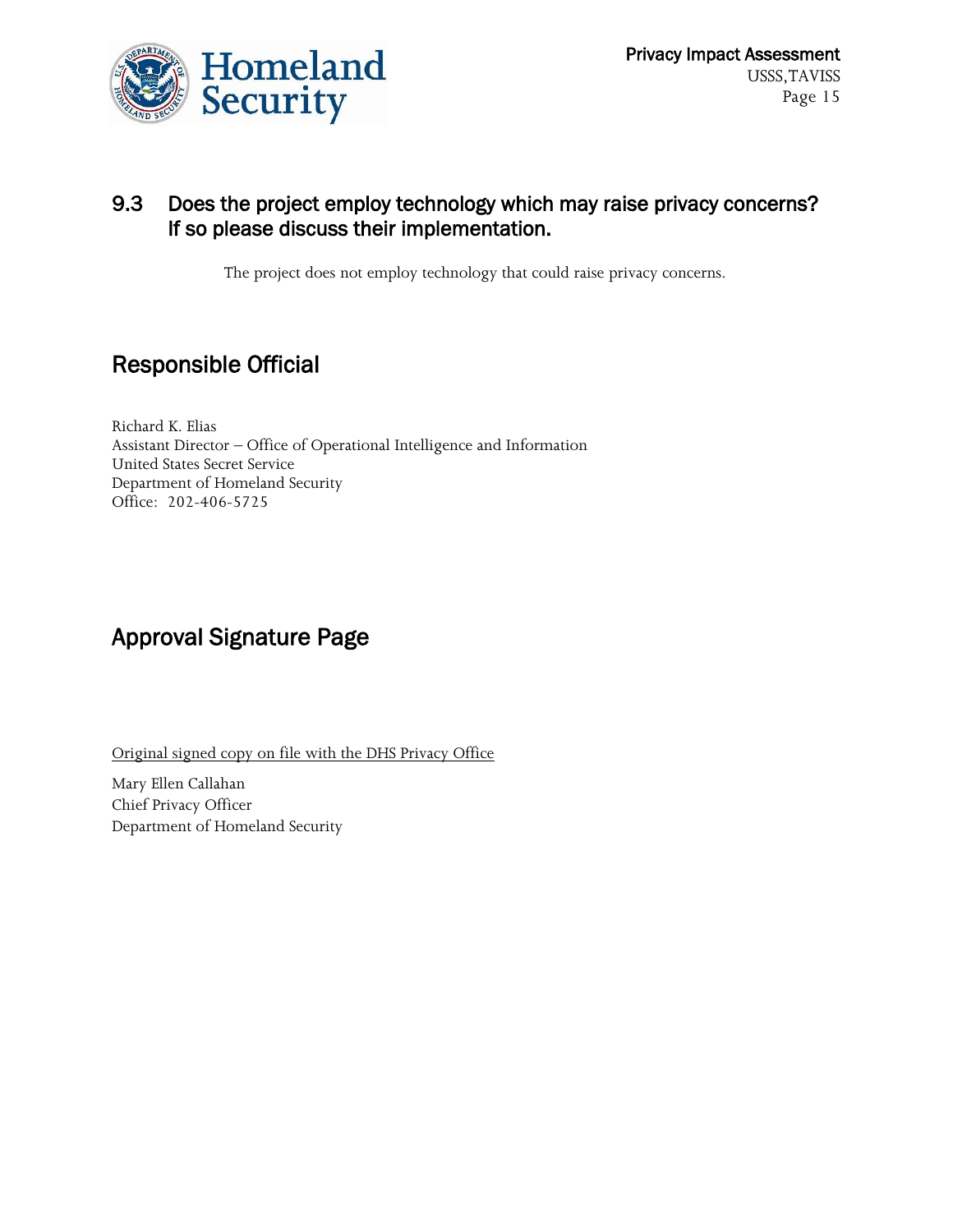### 9.3 Does the project employ technology which may raise privacy concerns? If so please discuss their implementation.

The project does not employ technology that could raise privacy concerns.

## Responsible Official

Richard K. Elias
Assistant Director – Office of Operational Intelligence and Information
United States Secret Service
Department of Homeland Security
Office: 202-406-5725

## Approval Signature Page

Original signed copy on file with the DHS Privacy Office

Mary Ellen Callahan
Chief Privacy Officer
Department of Homeland Security